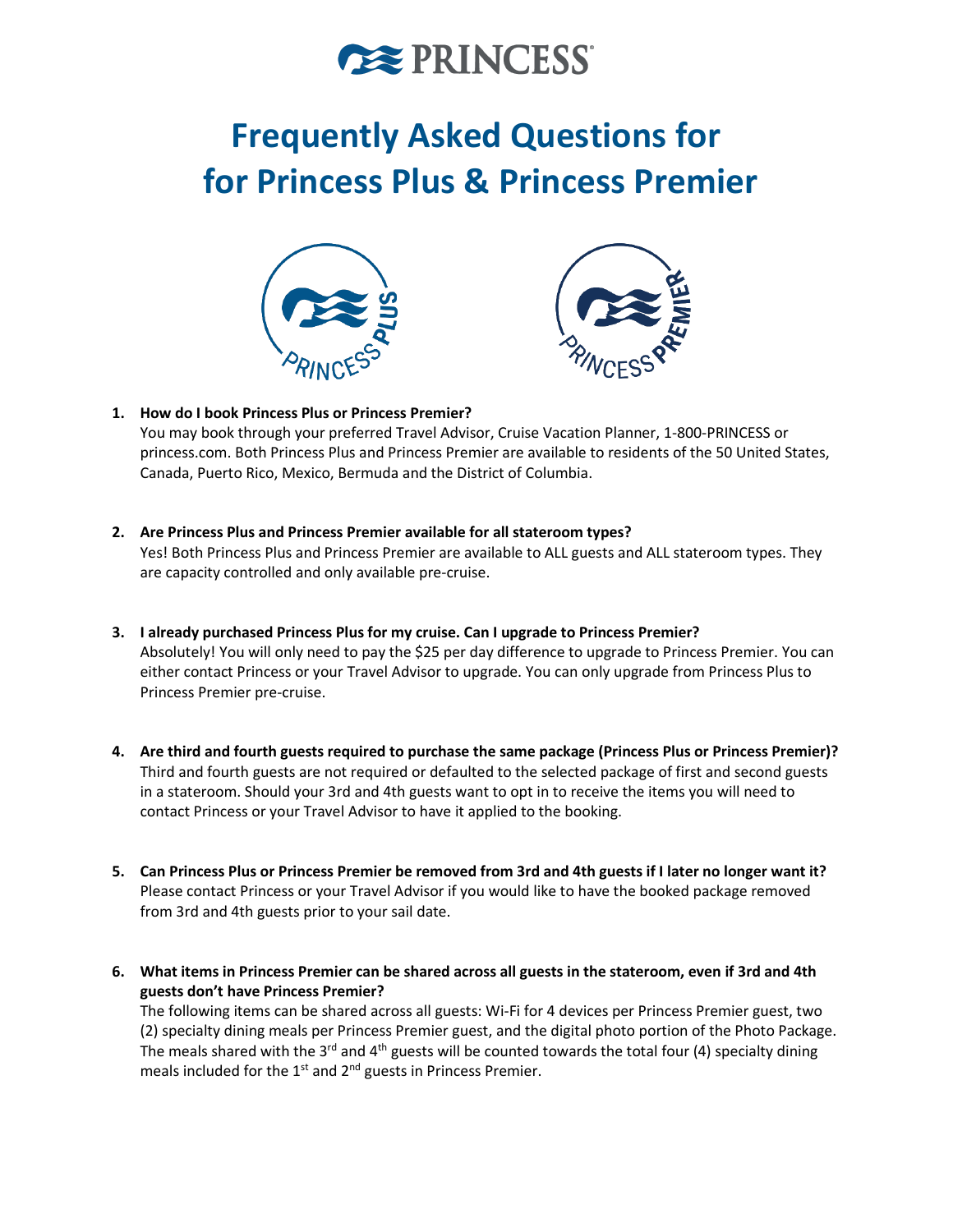# Frequently Asked Questions for for Princess Plus & Princess Premier

1. **How do I book Princess Plus or Princess Premier?**
   You may book through your preferred Travel Advisor, Cruise Vacation Planner, 1-800-PRINCESS or princess.com. Both Princess Plus and Princess Premier are available to residents of the 50 United States, Canada, Puerto Rico, Mexico, Bermuda and the District of Columbia.

2. **Are Princess Plus and Princess Premier available for all stateroom types?**
   Yes! Both Princess Plus and Princess Premier are available to ALL guests and ALL stateroom types. They are capacity controlled and only available pre-cruise.

3. **I already purchased Princess Plus for my cruise. Can I upgrade to Princess Premier?**
   Absolutely! You will only need to pay the $25 per day difference to upgrade to Princess Premier. You can either contact Princess or your Travel Advisor to upgrade. You can only upgrade from Princess Plus to Princess Premier pre-cruise.

4. **Are third and fourth guests required to purchase the same package (Princess Plus or Princess Premier)?**
   Third and fourth guests are not required or defaulted to the selected package of first and second guests in a stateroom. Should your 3rd and 4th guests want to opt in to receive the items you will need to contact Princess or your Travel Advisor to have it applied to the booking.

5. **Can Princess Plus or Princess Premier be removed from 3rd and 4th guests if I later no longer want it?**
   Please contact Princess or your Travel Advisor if you would like to have the booked package removed from 3rd and 4th guests prior to your sail date.

6. **What items in Princess Premier can be shared across all guests in the stateroom, even if 3rd and 4th guests don't have Princess Premier?**
   The following items can be shared across all guests: Wi-Fi for 4 devices per Princess Premier guest, two (2) specialty dining meals per Princess Premier guest, and the digital photo portion of the Photo Package. The meals shared with the 3rd and 4th guests will be counted towards the total four (4) specialty dining meals included for the 1st and 2nd guests in Princess Premier.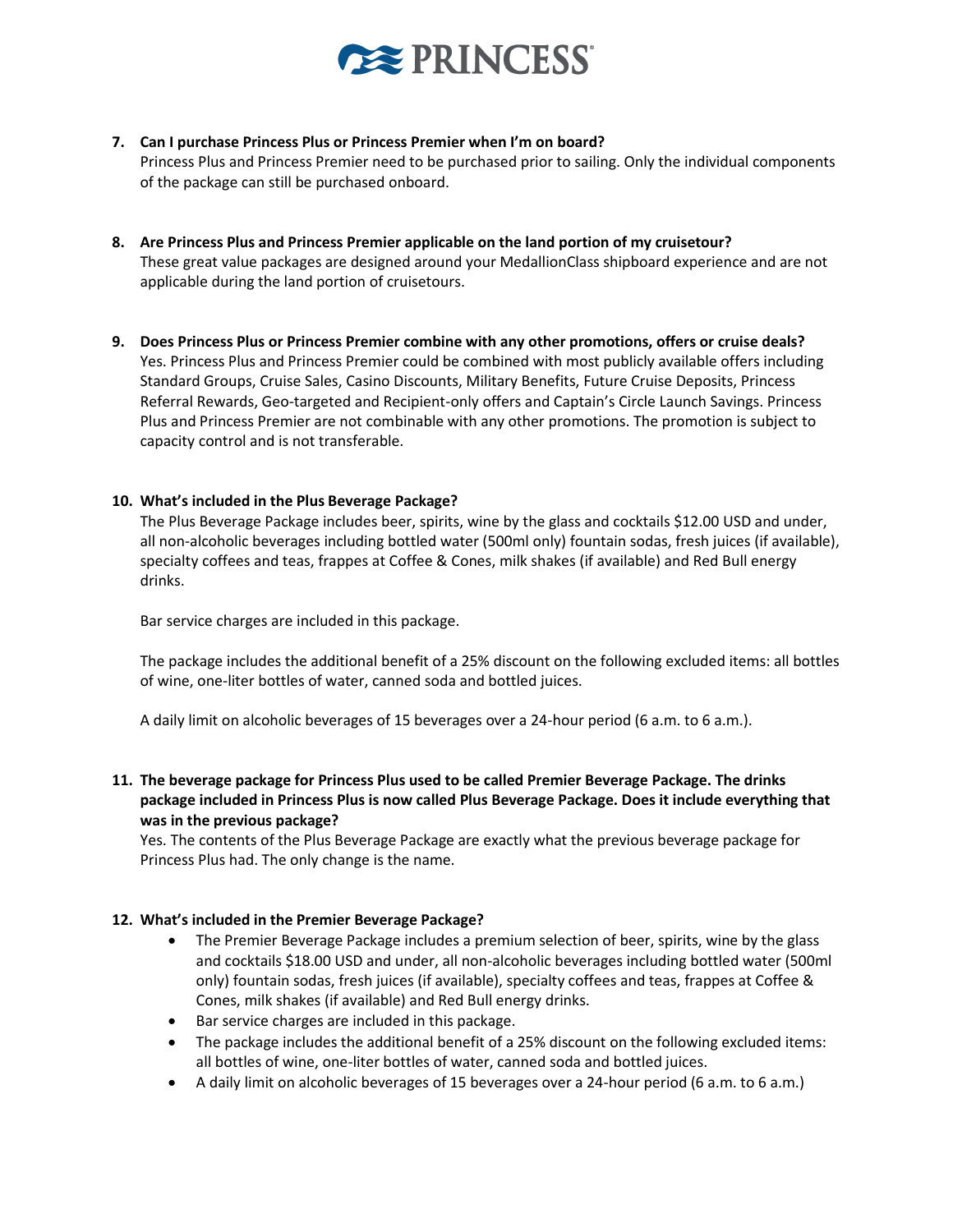7. **Can I purchase Princess Plus or Princess Premier when I'm on board?**
   Princess Plus and Princess Premier need to be purchased prior to sailing. Only the individual components of the package can still be purchased onboard.

8. **Are Princess Plus and Princess Premier applicable on the land portion of my cruisetour?**
   These great value packages are designed around your MedallionClass shipboard experience and are not applicable during the land portion of cruisetours.

9. **Does Princess Plus or Princess Premier combine with any other promotions, offers or cruise deals?**
   Yes. Princess Plus and Princess Premier could be combined with most publicly available offers including Standard Groups, Cruise Sales, Casino Discounts, Military Benefits, Future Cruise Deposits, Princess Referral Rewards, Geo-targeted and Recipient-only offers and Captain's Circle Launch Savings. Princess Plus and Princess Premier are not combinable with any other promotions. The promotion is subject to capacity control and is not transferable.

10. **What's included in the Plus Beverage Package?**
    The Plus Beverage Package includes beer, spirits, wine by the glass and cocktails $12.00 USD and under, all non-alcoholic beverages including bottled water (500ml only) fountain sodas, fresh juices (if available), specialty coffees and teas, frappes at Coffee & Cones, milk shakes (if available) and Red Bull energy drinks.

    Bar service charges are included in this package.

    The package includes the additional benefit of a 25% discount on the following excluded items: all bottles of wine, one-liter bottles of water, canned soda and bottled juices.

    A daily limit on alcoholic beverages of 15 beverages over a 24-hour period (6 a.m. to 6 a.m.).

11. **The beverage package for Princess Plus used to be called Premier Beverage Package. The drinks package included in Princess Plus is now called Plus Beverage Package. Does it include everything that was in the previous package?**
    Yes. The contents of the Plus Beverage Package are exactly what the previous beverage package for Princess Plus had. The only change is the name.

12. **What's included in the Premier Beverage Package?**
    - The Premier Beverage Package includes a premium selection of beer, spirits, wine by the glass and cocktails $18.00 USD and under, all non-alcoholic beverages including bottled water (500ml only) fountain sodas, fresh juices (if available), specialty coffees and teas, frappes at Coffee & Cones, milk shakes (if available) and Red Bull energy drinks.
    - Bar service charges are included in this package.
    - The package includes the additional benefit of a 25% discount on the following excluded items: all bottles of wine, one-liter bottles of water, canned soda and bottled juices.
    - A daily limit on alcoholic beverages of 15 beverages over a 24-hour period (6 a.m. to 6 a.m.)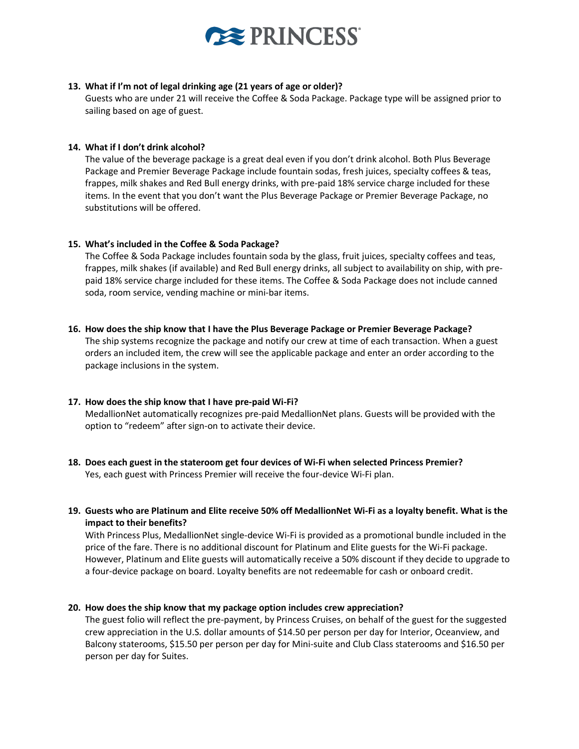**13. What if I'm not of legal drinking age (21 years of age or older)?**
Guests who are under 21 will receive the Coffee & Soda Package. Package type will be assigned prior to sailing based on age of guest.

**14. What if I don't drink alcohol?**
The value of the beverage package is a great deal even if you don't drink alcohol. Both Plus Beverage Package and Premier Beverage Package include fountain sodas, fresh juices, specialty coffees & teas, frappes, milk shakes and Red Bull energy drinks, with pre-paid 18% service charge included for these items. In the event that you don't want the Plus Beverage Package or Premier Beverage Package, no substitutions will be offered.

**15. What's included in the Coffee & Soda Package?**
The Coffee & Soda Package includes fountain soda by the glass, fruit juices, specialty coffees and teas, frappes, milk shakes (if available) and Red Bull energy drinks, all subject to availability on ship, with pre-paid 18% service charge included for these items. The Coffee & Soda Package does not include canned soda, room service, vending machine or mini-bar items.

**16. How does the ship know that I have the Plus Beverage Package or Premier Beverage Package?**
The ship systems recognize the package and notify our crew at time of each transaction. When a guest orders an included item, the crew will see the applicable package and enter an order according to the package inclusions in the system.

**17. How does the ship know that I have pre-paid Wi-Fi?**
MedallionNet automatically recognizes pre-paid MedallionNet plans. Guests will be provided with the option to "redeem" after sign-on to activate their device.

**18. Does each guest in the stateroom get four devices of Wi-Fi when selected Princess Premier?**
Yes, each guest with Princess Premier will receive the four-device Wi-Fi plan.

**19. Guests who are Platinum and Elite receive 50% off MedallionNet Wi-Fi as a loyalty benefit. What is the impact to their benefits?**
With Princess Plus, MedallionNet single-device Wi-Fi is provided as a promotional bundle included in the price of the fare. There is no additional discount for Platinum and Elite guests for the Wi-Fi package. However, Platinum and Elite guests will automatically receive a 50% discount if they decide to upgrade to a four-device package on board. Loyalty benefits are not redeemable for cash or onboard credit.

**20. How does the ship know that my package option includes crew appreciation?**
The guest folio will reflect the pre-payment, by Princess Cruises, on behalf of the guest for the suggested crew appreciation in the U.S. dollar amounts of $14.50 per person per day for Interior, Oceanview, and Balcony staterooms, $15.50 per person per day for Mini-suite and Club Class staterooms and $16.50 per person per day for Suites.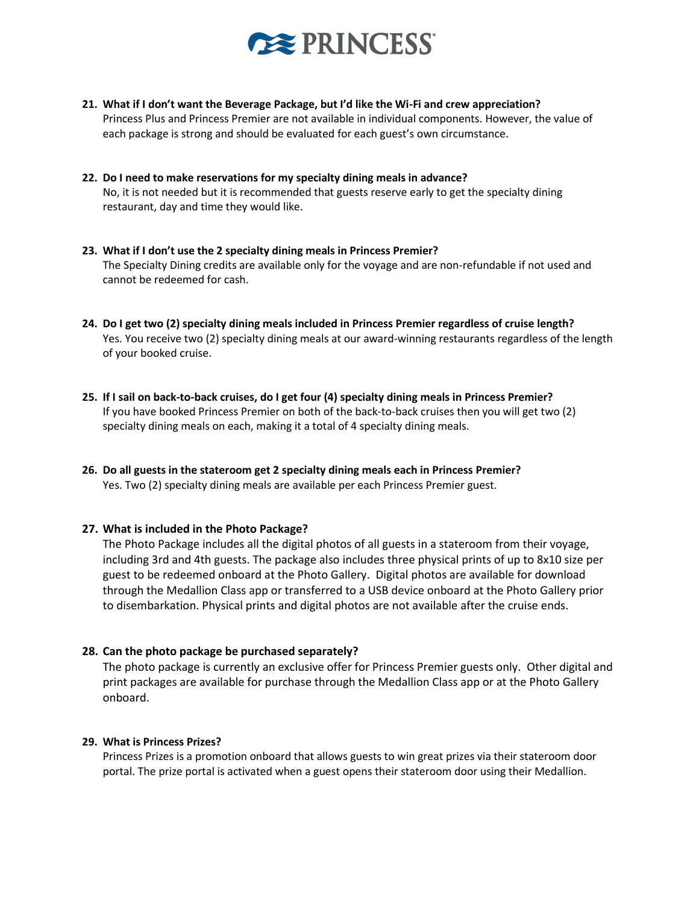21. **What if I don't want the Beverage Package, but I'd like the Wi-Fi and crew appreciation?**
    Princess Plus and Princess Premier are not available in individual components. However, the value of each package is strong and should be evaluated for each guest's own circumstance.

22. **Do I need to make reservations for my specialty dining meals in advance?**
    No, it is not needed but it is recommended that guests reserve early to get the specialty dining restaurant, day and time they would like.

23. **What if I don't use the 2 specialty dining meals in Princess Premier?**
    The Specialty Dining credits are available only for the voyage and are non-refundable if not used and cannot be redeemed for cash.

24. **Do I get two (2) specialty dining meals included in Princess Premier regardless of cruise length?**
    Yes. You receive two (2) specialty dining meals at our award-winning restaurants regardless of the length of your booked cruise.

25. **If I sail on back-to-back cruises, do I get four (4) specialty dining meals in Princess Premier?**
    If you have booked Princess Premier on both of the back-to-back cruises then you will get two (2) specialty dining meals on each, making it a total of 4 specialty dining meals.

26. **Do all guests in the stateroom get 2 specialty dining meals each in Princess Premier?**
    Yes. Two (2) specialty dining meals are available per each Princess Premier guest.

27. **What is included in the Photo Package?**
    The Photo Package includes all the digital photos of all guests in a stateroom from their voyage, including 3rd and 4th guests. The package also includes three physical prints of up to 8x10 size per guest to be redeemed onboard at the Photo Gallery. Digital photos are available for download through the Medallion Class app or transferred to a USB device onboard at the Photo Gallery prior to disembarkation. Physical prints and digital photos are not available after the cruise ends.

28. **Can the photo package be purchased separately?**
    The photo package is currently an exclusive offer for Princess Premier guests only. Other digital and print packages are available for purchase through the Medallion Class app or at the Photo Gallery onboard.

29. **What is Princess Prizes?**
    Princess Prizes is a promotion onboard that allows guests to win great prizes via their stateroom door portal. The prize portal is activated when a guest opens their stateroom door using their Medallion.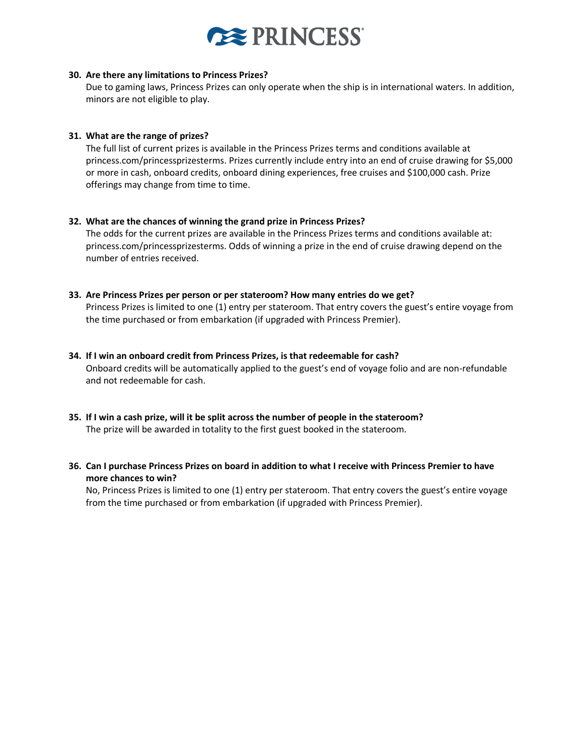**30. Are there any limitations to Princess Prizes?**

Due to gaming laws, Princess Prizes can only operate when the ship is in international waters. In addition, minors are not eligible to play.

**31. What are the range of prizes?**

The full list of current prizes is available in the Princess Prizes terms and conditions available at princess.com/princessprizesterms. Prizes currently include entry into an end of cruise drawing for $5,000 or more in cash, onboard credits, onboard dining experiences, free cruises and $100,000 cash. Prize offerings may change from time to time.

**32. What are the chances of winning the grand prize in Princess Prizes?**

The odds for the current prizes are available in the Princess Prizes terms and conditions available at: princess.com/princessprizesterms. Odds of winning a prize in the end of cruise drawing depend on the number of entries received.

**33. Are Princess Prizes per person or per stateroom? How many entries do we get?**

Princess Prizes is limited to one (1) entry per stateroom. That entry covers the guest's entire voyage from the time purchased or from embarkation (if upgraded with Princess Premier).

**34. If I win an onboard credit from Princess Prizes, is that redeemable for cash?**

Onboard credits will be automatically applied to the guest's end of voyage folio and are non-refundable and not redeemable for cash.

**35. If I win a cash prize, will it be split across the number of people in the stateroom?**

The prize will be awarded in totality to the first guest booked in the stateroom.

**36. Can I purchase Princess Prizes on board in addition to what I receive with Princess Premier to have more chances to win?**

No, Princess Prizes is limited to one (1) entry per stateroom. That entry covers the guest's entire voyage from the time purchased or from embarkation (if upgraded with Princess Premier).